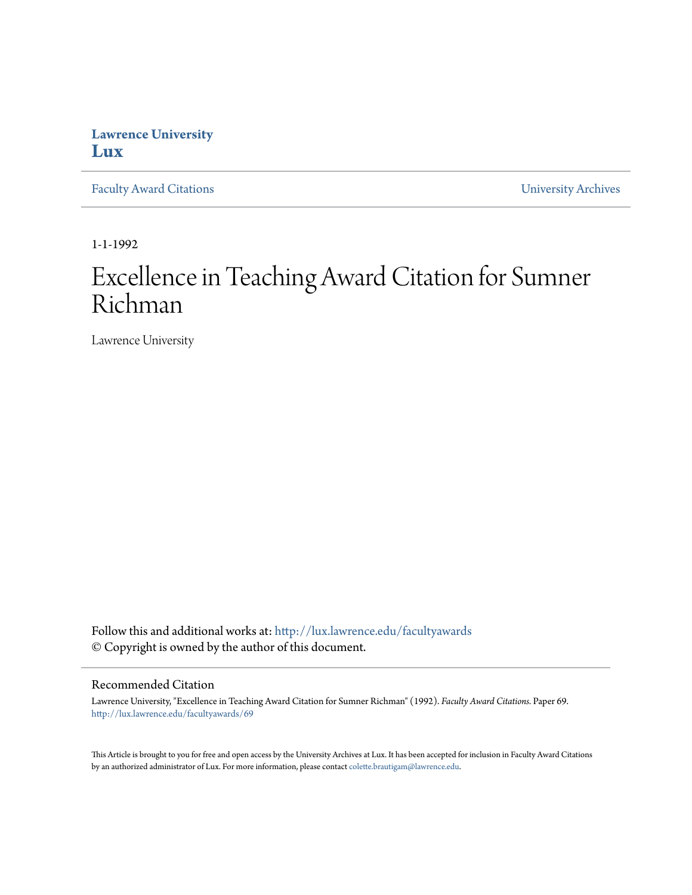**Lawrence University**
**Lux**

Faculty Award Citations

University Archives

1-1-1992

# Excellence in Teaching Award Citation for Sumner Richman

Lawrence University

Follow this and additional works at: http://lux.lawrence.edu/facultyawards
© Copyright is owned by the author of this document.

## Recommended Citation

Lawrence University, "Excellence in Teaching Award Citation for Sumner Richman" (1992). *Faculty Award Citations.* Paper 69.
http://lux.lawrence.edu/facultyawards/69

This Article is brought to you for free and open access by the University Archives at Lux. It has been accepted for inclusion in Faculty Award Citations by an authorized administrator of Lux. For more information, please contact colette.brautigam@lawrence.edu.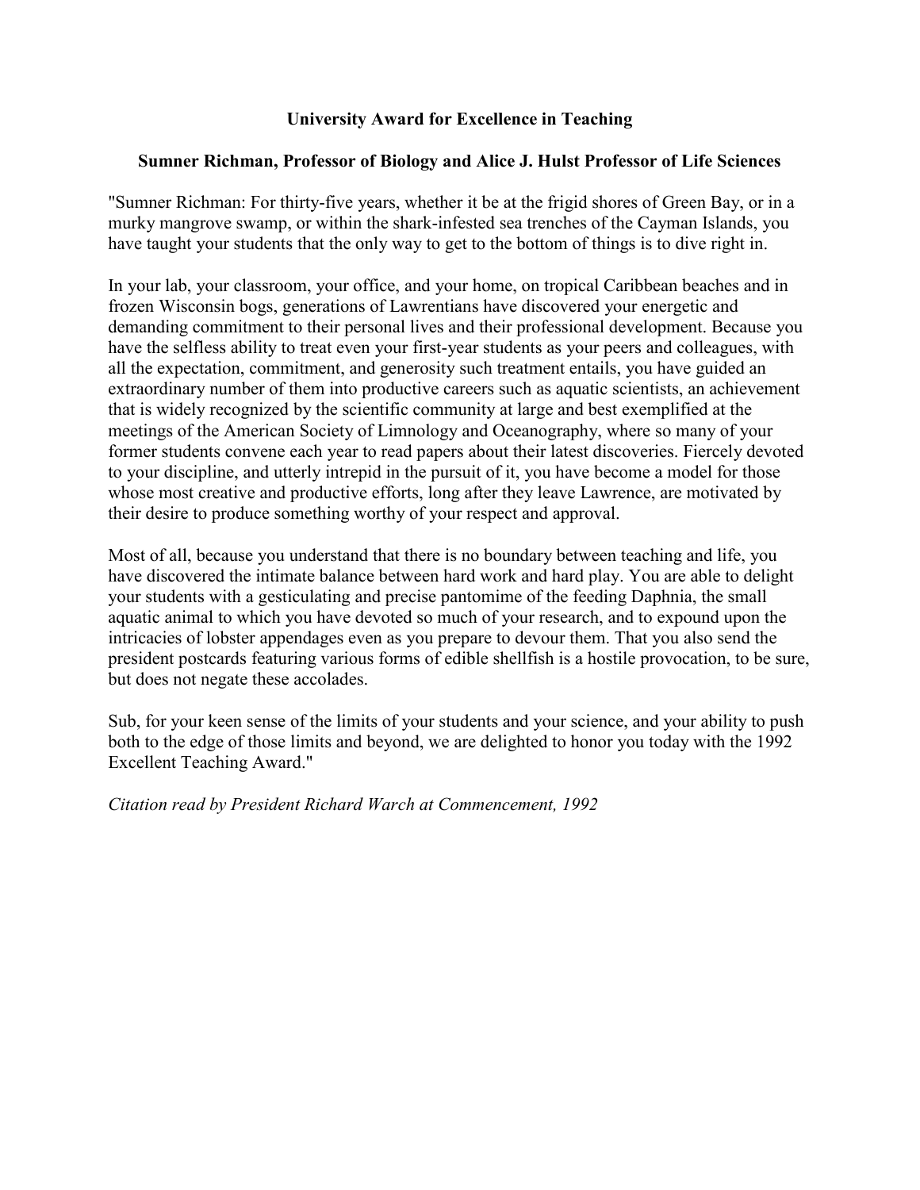**University Award for Excellence in Teaching**

**Sumner Richman, Professor of Biology and Alice J. Hulst Professor of Life Sciences**

"Sumner Richman: For thirty-five years, whether it be at the frigid shores of Green Bay, or in a murky mangrove swamp, or within the shark-infested sea trenches of the Cayman Islands, you have taught your students that the only way to get to the bottom of things is to dive right in.

In your lab, your classroom, your office, and your home, on tropical Caribbean beaches and in frozen Wisconsin bogs, generations of Lawrentians have discovered your energetic and demanding commitment to their personal lives and their professional development. Because you have the selfless ability to treat even your first-year students as your peers and colleagues, with all the expectation, commitment, and generosity such treatment entails, you have guided an extraordinary number of them into productive careers such as aquatic scientists, an achievement that is widely recognized by the scientific community at large and best exemplified at the meetings of the American Society of Limnology and Oceanography, where so many of your former students convene each year to read papers about their latest discoveries. Fiercely devoted to your discipline, and utterly intrepid in the pursuit of it, you have become a model for those whose most creative and productive efforts, long after they leave Lawrence, are motivated by their desire to produce something worthy of your respect and approval.

Most of all, because you understand that there is no boundary between teaching and life, you have discovered the intimate balance between hard work and hard play. You are able to delight your students with a gesticulating and precise pantomime of the feeding Daphnia, the small aquatic animal to which you have devoted so much of your research, and to expound upon the intricacies of lobster appendages even as you prepare to devour them. That you also send the president postcards featuring various forms of edible shellfish is a hostile provocation, to be sure, but does not negate these accolades.

Sub, for your keen sense of the limits of your students and your science, and your ability to push both to the edge of those limits and beyond, we are delighted to honor you today with the 1992 Excellent Teaching Award."

*Citation read by President Richard Warch at Commencement, 1992*